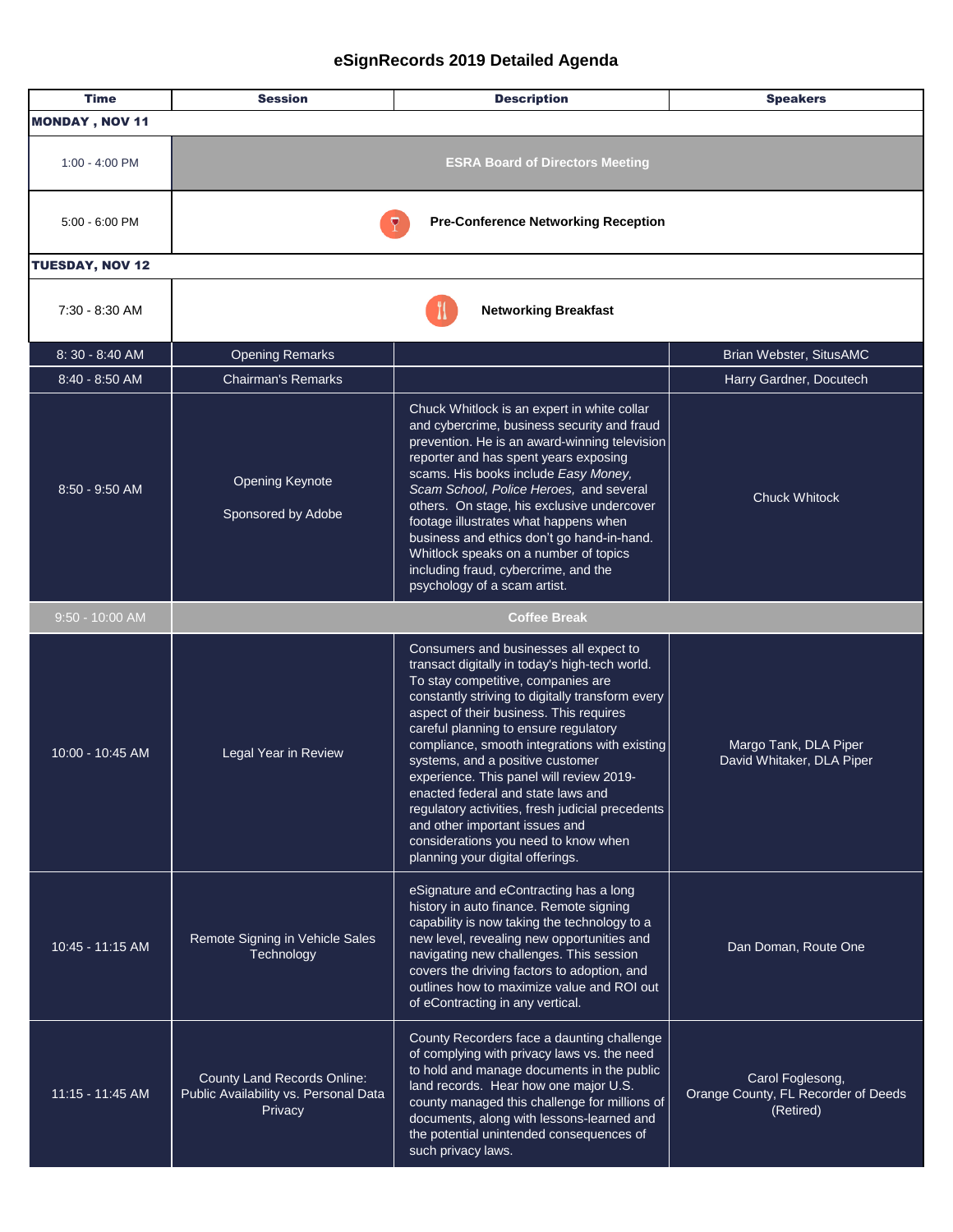# eSignRecords 2019 Detailed Agenda

| Time | Session | Description | Speakers |
|---|---|---|---|
| **MONDAY , NOV 11** | | | |
| 1:00 - 4:00 PM | **ESRA Board of Directors Meeting** | | |
| 5:00 - 6:00 PM | **Pre-Conference Networking Reception** | | |
| **TUESDAY, NOV 12** | | | |
| 7:30 - 8:30 AM | **Networking Breakfast** | | |
| 8: 30 - 8:40 AM | Opening Remarks | | Brian Webster, SitusAMC |
| 8:40 - 8:50 AM | Chairman's Remarks | | Harry Gardner, Docutech |
| 8:50 - 9:50 AM | Opening Keynote<br><br>Sponsored by Adobe | Chuck Whitlock is an expert in white collar and cybercrime, business security and fraud prevention. He is an award-winning television reporter and has spent years exposing scams. His books include *Easy Money, Scam School, Police Heroes,* and several others. On stage, his exclusive undercover footage illustrates what happens when business and ethics don't go hand-in-hand. Whitlock speaks on a number of topics including fraud, cybercrime, and the psychology of a scam artist. | Chuck Whitock |
| 9:50 - 10:00 AM | **Coffee Break** | | |
| 10:00 - 10:45 AM | Legal Year in Review | Consumers and businesses all expect to transact digitally in today's high-tech world. To stay competitive, companies are constantly striving to digitally transform every aspect of their business. This requires careful planning to ensure regulatory compliance, smooth integrations with existing systems, and a positive customer experience. This panel will review 2019-enacted federal and state laws and regulatory activities, fresh judicial precedents and other important issues and considerations you need to know when planning your digital offerings. | Margo Tank, DLA Piper<br>David Whitaker, DLA Piper |
| 10:45 - 11:15 AM | Remote Signing in Vehicle Sales Technology | eSignature and eContracting has a long history in auto finance. Remote signing capability is now taking the technology to a new level, revealing new opportunities and navigating new challenges. This session covers the driving factors to adoption, and outlines how to maximize value and ROI out of eContracting in any vertical. | Dan Doman, Route One |
| 11:15 - 11:45 AM | County Land Records Online: Public Availability vs. Personal Data Privacy | County Recorders face a daunting challenge of complying with privacy laws vs. the need to hold and manage documents in the public land records. Hear how one major U.S. county managed this challenge for millions of documents, along with lessons-learned and the potential unintended consequences of such privacy laws. | Carol Foglesong,<br>Orange County, FL Recorder of Deeds (Retired) |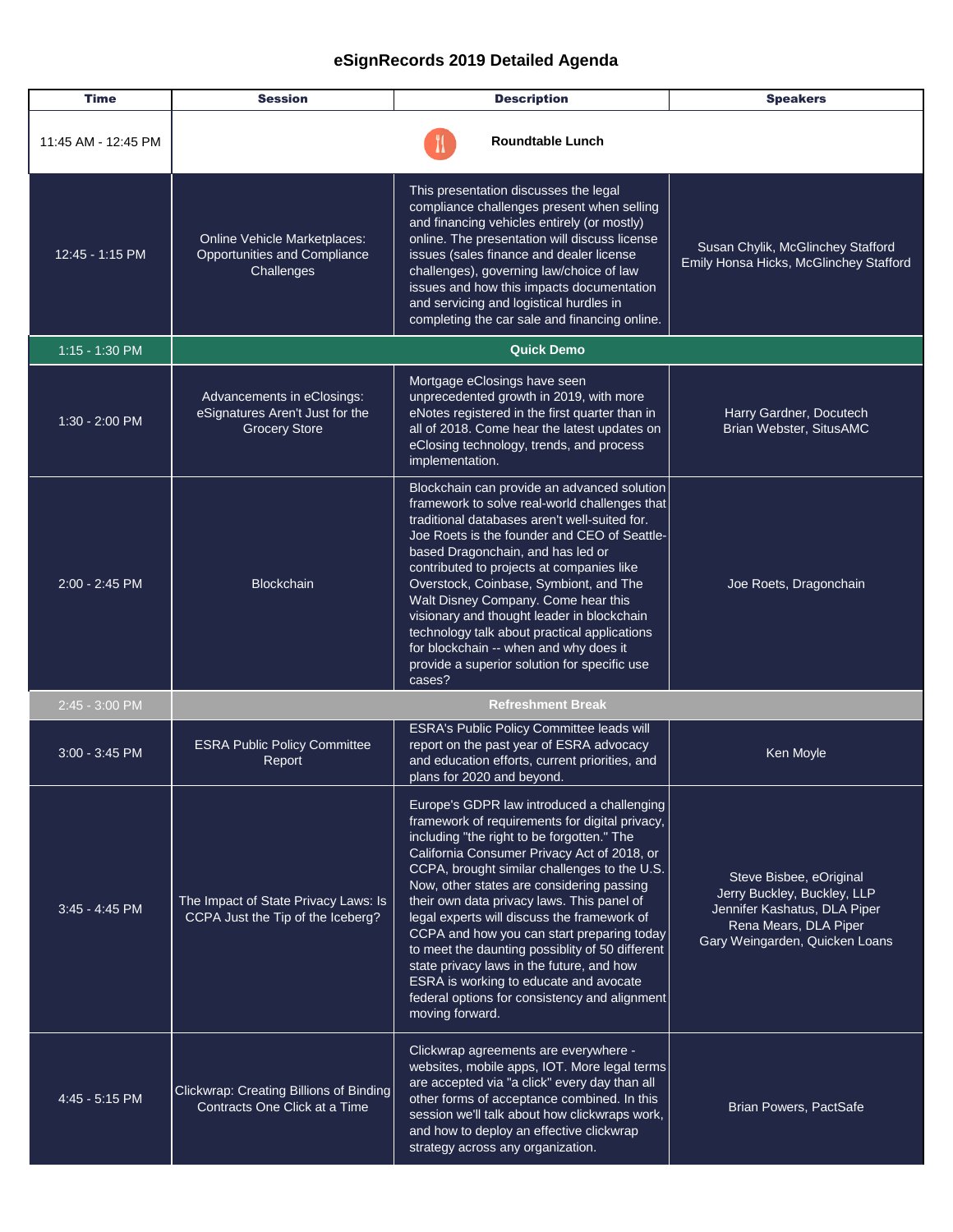## eSignRecords 2019 Detailed Agenda

| Time | Session | Description | Speakers |
|---|---|---|---|
| 11:45 AM - 12:45 PM | Roundtable Lunch | | |
| 12:45 - 1:15 PM | Online Vehicle Marketplaces: Opportunities and Compliance Challenges | This presentation discusses the legal compliance challenges present when selling and financing vehicles entirely (or mostly) online. The presentation will discuss license issues (sales finance and dealer license challenges), governing law/choice of law issues and how this impacts documentation and servicing and logistical hurdles in completing the car sale and financing online. | Susan Chylik, McGlinchey Stafford<br>Emily Honsa Hicks, McGlinchey Stafford |
| 1:15 - 1:30 PM | Quick Demo | | |
| 1:30 - 2:00 PM | Advancements in eClosings: eSignatures Aren't Just for the Grocery Store | Mortgage eClosings have seen unprecedented growth in 2019, with more eNotes registered in the first quarter than in all of 2018. Come hear the latest updates on eClosing technology, trends, and process implementation. | Harry Gardner, Docutech<br>Brian Webster, SitusAMC |
| 2:00 - 2:45 PM | Blockchain | Blockchain can provide an advanced solution framework to solve real-world challenges that traditional databases aren't well-suited for. Joe Roets is the founder and CEO of Seattle-based Dragonchain, and has led or contributed to projects at companies like Overstock, Coinbase, Symbiont, and The Walt Disney Company. Come hear this visionary and thought leader in blockchain technology talk about practical applications for blockchain -- when and why does it provide a superior solution for specific use cases? | Joe Roets, Dragonchain |
| 2:45 - 3:00 PM | Refreshment Break | | |
| 3:00 - 3:45 PM | ESRA Public Policy Committee Report | ESRA's Public Policy Committee leads will report on the past year of ESRA advocacy and education efforts, current priorities, and plans for 2020 and beyond. | Ken Moyle |
| 3:45 - 4:45 PM | The Impact of State Privacy Laws: Is CCPA Just the Tip of the Iceberg? | Europe's GDPR law introduced a challenging framework of requirements for digital privacy, including "the right to be forgotten." The California Consumer Privacy Act of 2018, or CCPA, brought similar challenges to the U.S. Now, other states are considering passing their own data privacy laws. This panel of legal experts will discuss the framework of CCPA and how you can start preparing today to meet the daunting possiblity of 50 different state privacy laws in the future, and how ESRA is working to educate and avocate federal options for consistency and alignment moving forward. | Steve Bisbee, eOriginal<br>Jerry Buckley, Buckley, LLP<br>Jennifer Kashatus, DLA Piper<br>Rena Mears, DLA Piper<br>Gary Weingarden, Quicken Loans |
| 4:45 - 5:15 PM | Clickwrap: Creating Billions of Binding Contracts One Click at a Time | Clickwrap agreements are everywhere - websites, mobile apps, IOT. More legal terms are accepted via "a click" every day than all other forms of acceptance combined. In this session we'll talk about how clickwraps work, and how to deploy an effective clickwrap strategy across any organization. | Brian Powers, PactSafe |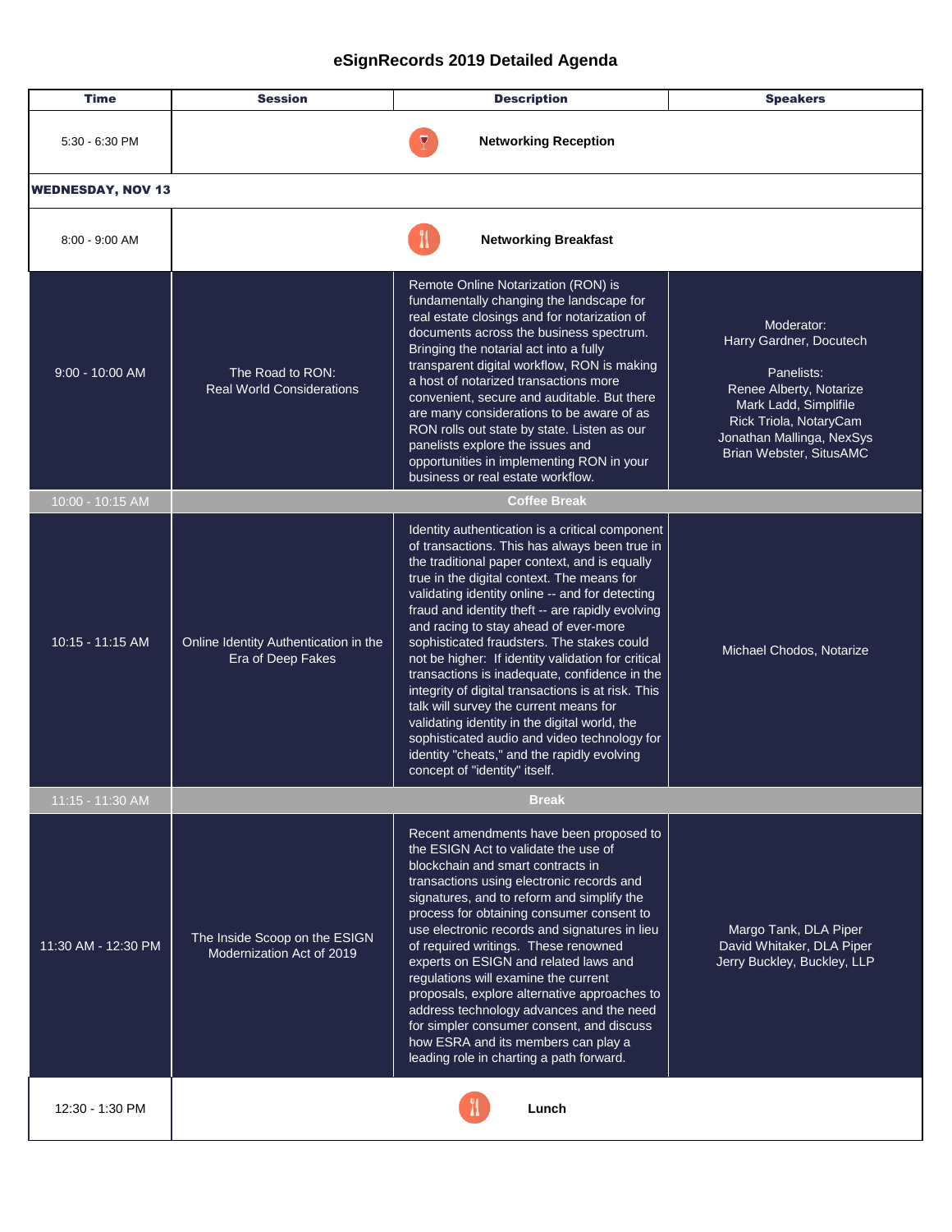# eSignRecords 2019 Detailed Agenda

| Time | Session | Description | Speakers |
| --- | --- | --- | --- |
| 5:30 - 6:30 PM | | Networking Reception | |
| **WEDNESDAY, NOV 13** | | | |
| 8:00 - 9:00 AM | | Networking Breakfast | |
| 9:00 - 10:00 AM | The Road to RON: Real World Considerations | Remote Online Notarization (RON) is fundamentally changing the landscape for real estate closings and for notarization of documents across the business spectrum. Bringing the notarial act into a fully transparent digital workflow, RON is making a host of notarized transactions more convenient, secure and auditable. But there are many considerations to be aware of as RON rolls out state by state. Listen as our panelists explore the issues and opportunities in implementing RON in your business or real estate workflow. | Moderator: Harry Gardner, Docutech<br><br>Panelists: Renee Alberty, Notarize<br>Mark Ladd, Simplifile<br>Rick Triola, NotaryCam<br>Jonathan Mallinga, NexSys<br>Brian Webster, SitusAMC |
| 10:00 - 10:15 AM | Coffee Break | | |
| 10:15 - 11:15 AM | Online Identity Authentication in the Era of Deep Fakes | Identity authentication is a critical component of transactions. This has always been true in the traditional paper context, and is equally true in the digital context. The means for validating identity online -- and for detecting fraud and identity theft -- are rapidly evolving and racing to stay ahead of ever-more sophisticated fraudsters. The stakes could not be higher: If identity validation for critical transactions is inadequate, confidence in the integrity of digital transactions is at risk. This talk will survey the current means for validating identity in the digital world, the sophisticated audio and video technology for identity "cheats," and the rapidly evolving concept of "identity" itself. | Michael Chodos, Notarize |
| 11:15 - 11:30 AM | Break | | |
| 11:30 AM - 12:30 PM | The Inside Scoop on the ESIGN Modernization Act of 2019 | Recent amendments have been proposed to the ESIGN Act to validate the use of blockchain and smart contracts in transactions using electronic records and signatures, and to reform and simplify the process for obtaining consumer consent to use electronic records and signatures in lieu of required writings. These renowned experts on ESIGN and related laws and regulations will examine the current proposals, explore alternative approaches to address technology advances and the need for simpler consumer consent, and discuss how ESRA and its members can play a leading role in charting a path forward. | Margo Tank, DLA Piper<br>David Whitaker, DLA Piper<br>Jerry Buckley, Buckley, LLP |
| 12:30 - 1:30 PM | | Lunch | |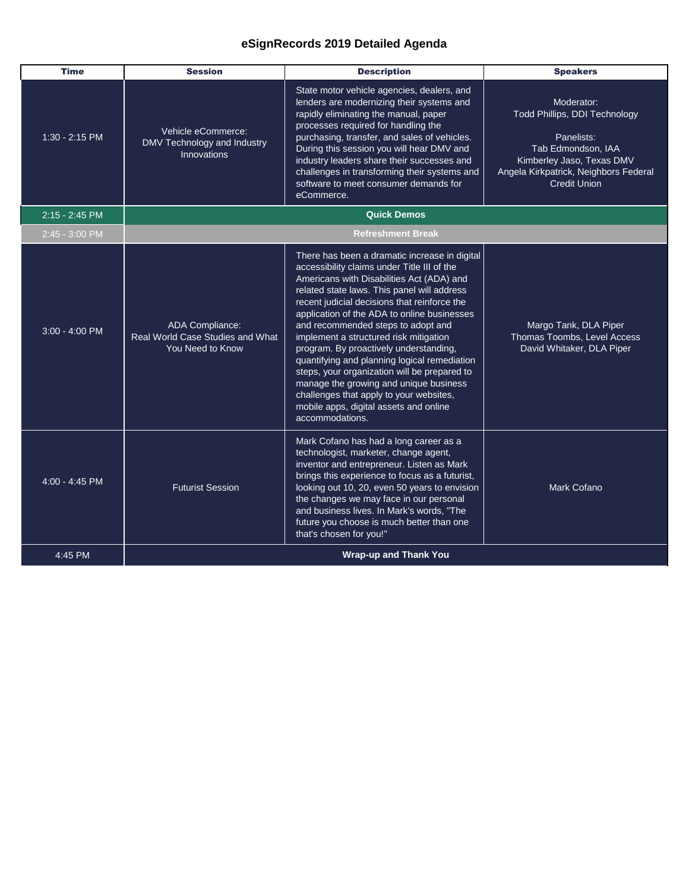# eSignRecords 2019 Detailed Agenda

| Time | Session | Description | Speakers |
|---|---|---|---|
| 1:30 - 2:15 PM | Vehicle eCommerce: DMV Technology and Industry Innovations | State motor vehicle agencies, dealers, and lenders are modernizing their systems and rapidly eliminating the manual, paper processes required for handling the purchasing, transfer, and sales of vehicles. During this session you will hear DMV and industry leaders share their successes and challenges in transforming their systems and software to meet consumer demands for eCommerce. | Moderator: Todd Phillips, DDI Technology<br><br>Panelists: Tab Edmondson, IAA<br>Kimberley Jaso, Texas DMV<br>Angela Kirkpatrick, Neighbors Federal Credit Union |
| 2:15 - 2:45 PM | **Quick Demos** | | |
| 2:45 - 3:00 PM | **Refreshment Break** | | |
| 3:00 - 4:00 PM | ADA Compliance: Real World Case Studies and What You Need to Know | There has been a dramatic increase in digital accessibility claims under Title III of the Americans with Disabilities Act (ADA) and related state laws. This panel will address recent judicial decisions that reinforce the application of the ADA to online businesses and recommended steps to adopt and implement a structured risk mitigation program. By proactively understanding, quantifying and planning logical remediation steps, your organization will be prepared to manage the growing and unique business challenges that apply to your websites, mobile apps, digital assets and online accommodations. | Margo Tank, DLA Piper<br>Thomas Toombs, Level Access<br>David Whitaker, DLA Piper |
| 4:00 - 4:45 PM | Futurist Session | Mark Cofano has had a long career as a technologist, marketer, change agent, inventor and entrepreneur. Listen as Mark brings this experience to focus as a futurist, looking out 10, 20, even 50 years to envision the changes we may face in our personal and business lives. In Mark's words, "The future you choose is much better than one that's chosen for you!" | Mark Cofano |
| 4:45 PM | **Wrap-up and Thank You** | | |